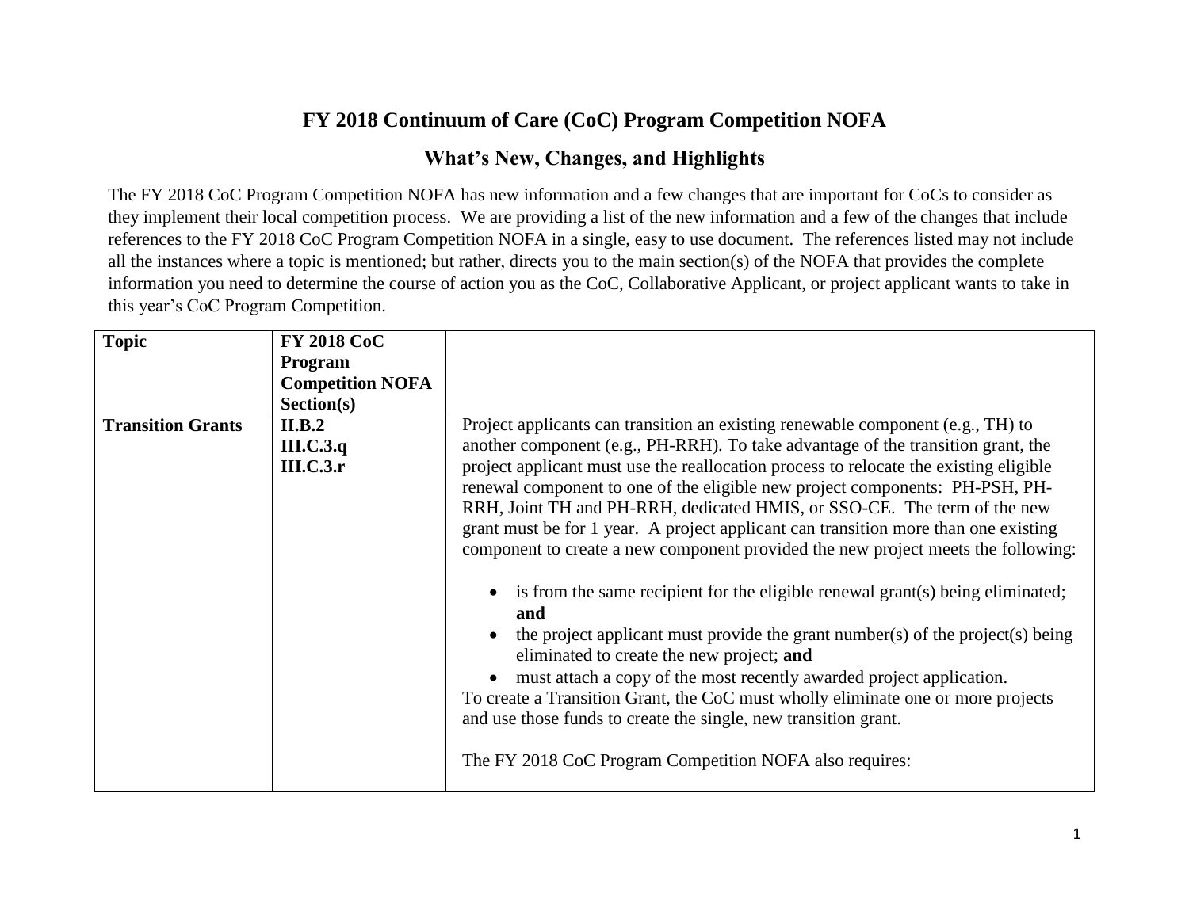# FY 2018 Continuum of Care (CoC) Program Competition NOFA

## What's New, Changes, and Highlights

The FY 2018 CoC Program Competition NOFA has new information and a few changes that are important for CoCs to consider as they implement their local competition process. We are providing a list of the new information and a few of the changes that include references to the FY 2018 CoC Program Competition NOFA in a single, easy to use document. The references listed may not include all the instances where a topic is mentioned; but rather, directs you to the main section(s) of the NOFA that provides the complete information you need to determine the course of action you as the CoC, Collaborative Applicant, or project applicant wants to take in this year's CoC Program Competition.

| **Topic** | **FY 2018 CoC Program Competition NOFA Section(s)** | |
|---|---|---|
| **Transition Grants** | **II.B.2**<br>**III.C.3.q**<br>**III.C.3.r** | Project applicants can transition an existing renewable component (e.g., TH) to another component (e.g., PH-RRH). To take advantage of the transition grant, the project applicant must use the reallocation process to relocate the existing eligible renewal component to one of the eligible new project components: PH-PSH, PH-RRH, Joint TH and PH-RRH, dedicated HMIS, or SSO-CE. The term of the new grant must be for 1 year. A project applicant can transition more than one existing component to create a new component provided the new project meets the following:<br><br>• is from the same recipient for the eligible renewal grant(s) being eliminated; **and**<br>• the project applicant must provide the grant number(s) of the project(s) being eliminated to create the new project; **and**<br>• must attach a copy of the most recently awarded project application.<br><br>To create a Transition Grant, the CoC must wholly eliminate one or more projects and use those funds to create the single, new transition grant.<br><br>The FY 2018 CoC Program Competition NOFA also requires: |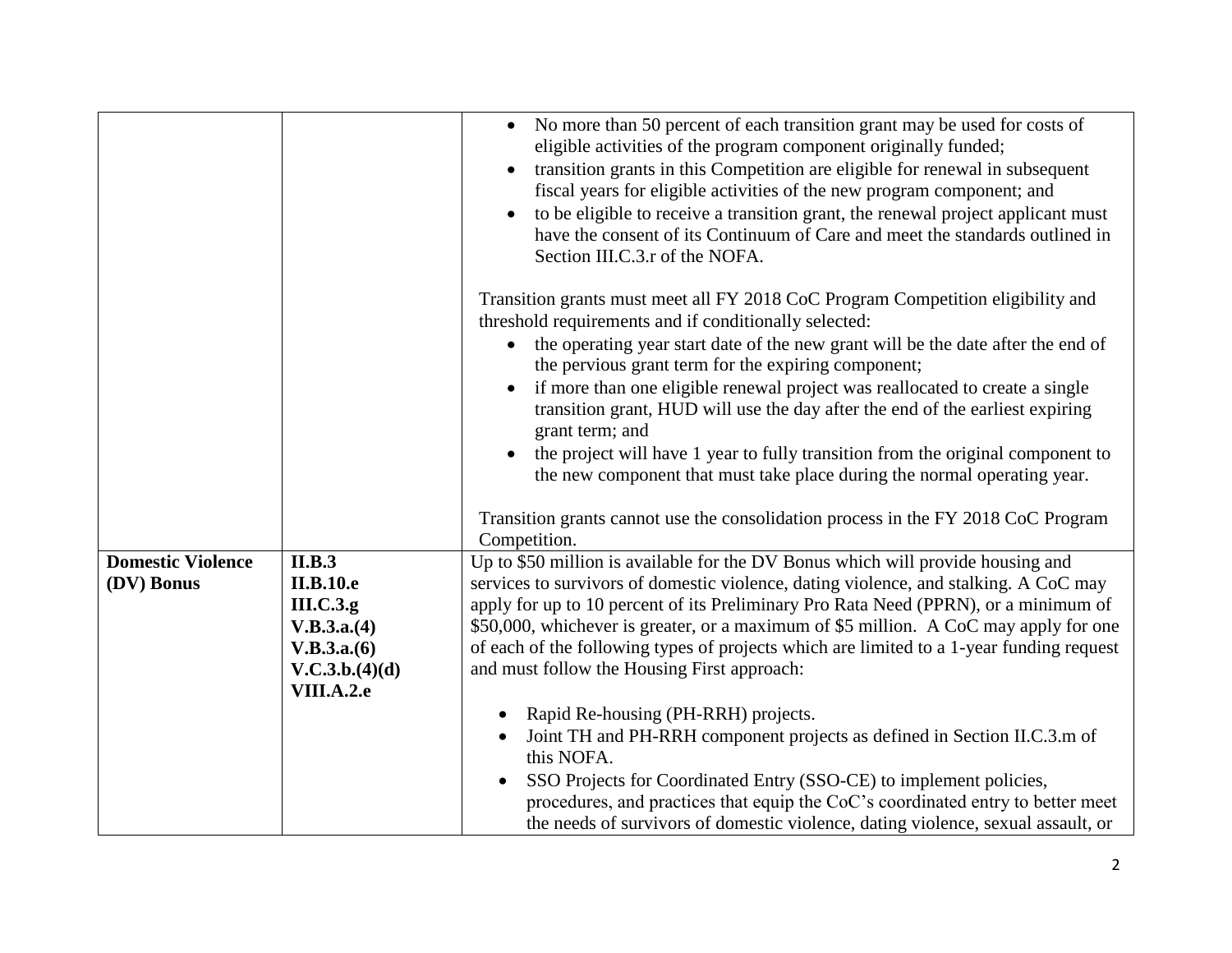| | | |
|---|---|---|
| | | <ul><li>No more than 50 percent of each transition grant may be used for costs of eligible activities of the program component originally funded;</li><li>transition grants in this Competition are eligible for renewal in subsequent fiscal years for eligible activities of the new program component; and</li><li>to be eligible to receive a transition grant, the renewal project applicant must have the consent of its Continuum of Care and meet the standards outlined in Section III.C.3.r of the NOFA.</li></ul>Transition grants must meet all FY 2018 CoC Program Competition eligibility and threshold requirements and if conditionally selected:<ul><li>the operating year start date of the new grant will be the date after the end of the pervious grant term for the expiring component;</li><li>if more than one eligible renewal project was reallocated to create a single transition grant, HUD will use the day after the end of the earliest expiring grant term; and</li><li>the project will have 1 year to fully transition from the original component to the new component that must take place during the normal operating year.</li></ul>Transition grants cannot use the consolidation process in the FY 2018 CoC Program Competition. |
| **Domestic Violence (DV) Bonus** | **II.B.3**<br>**II.B.10.e**<br>**III.C.3.g**<br>**V.B.3.a.(4)**<br>**V.B.3.a.(6)**<br>**V.C.3.b.(4)(d)**<br>**VIII.A.2.e** | Up to $50 million is available for the DV Bonus which will provide housing and services to survivors of domestic violence, dating violence, and stalking. A CoC may apply for up to 10 percent of its Preliminary Pro Rata Need (PPRN), or a minimum of $50,000, whichever is greater, or a maximum of $5 million. A CoC may apply for one of each of the following types of projects which are limited to a 1-year funding request and must follow the Housing First approach:<ul><li>Rapid Re-housing (PH-RRH) projects.</li><li>Joint TH and PH-RRH component projects as defined in Section II.C.3.m of this NOFA.</li><li>SSO Projects for Coordinated Entry (SSO-CE) to implement policies, procedures, and practices that equip the CoC's coordinated entry to better meet the needs of survivors of domestic violence, dating violence, sexual assault, or</li></ul> |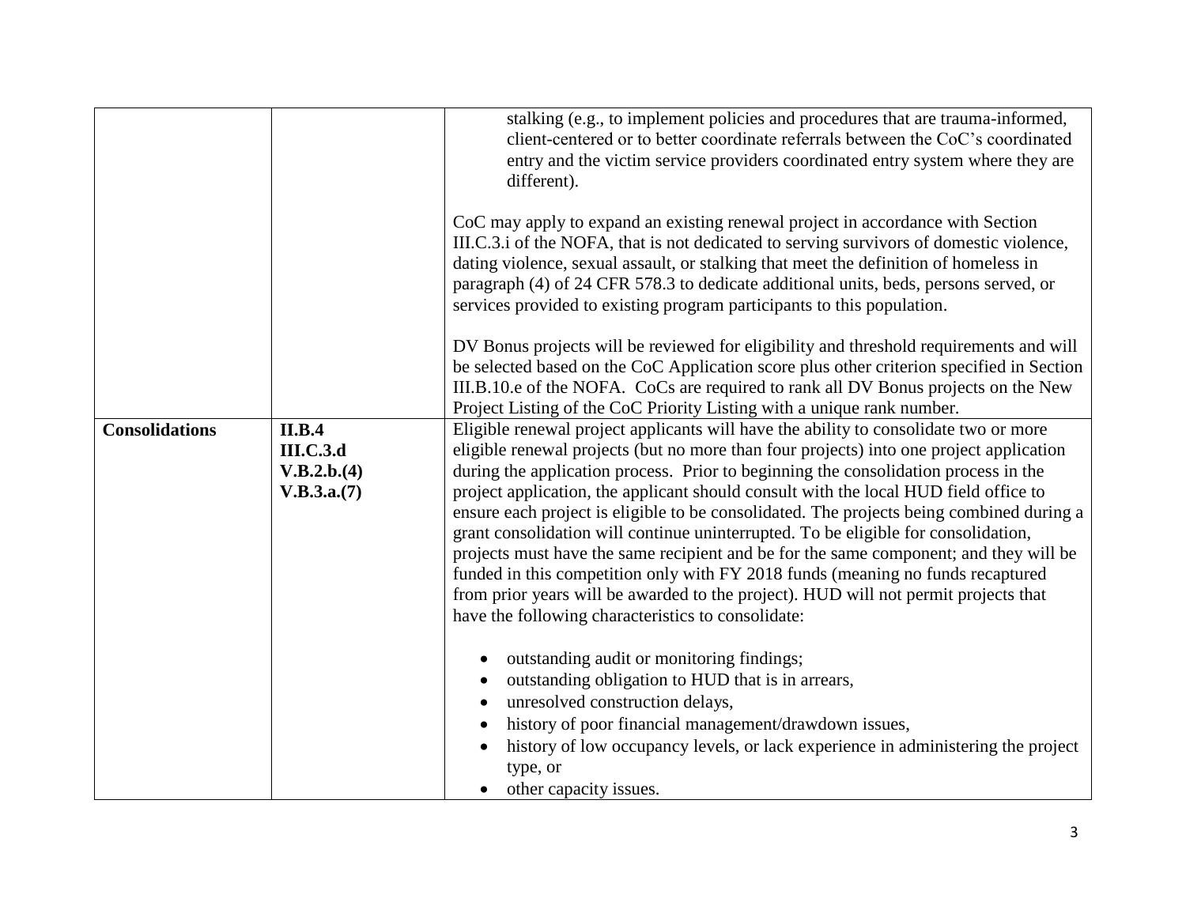| | | |
|---|---|---|
| | | stalking (e.g., to implement policies and procedures that are trauma-informed, client-centered or to better coordinate referrals between the CoC's coordinated entry and the victim service providers coordinated entry system where they are different).<br><br>CoC may apply to expand an existing renewal project in accordance with Section III.C.3.i of the NOFA, that is not dedicated to serving survivors of domestic violence, dating violence, sexual assault, or stalking that meet the definition of homeless in paragraph (4) of 24 CFR 578.3 to dedicate additional units, beds, persons served, or services provided to existing program participants to this population.<br><br>DV Bonus projects will be reviewed for eligibility and threshold requirements and will be selected based on the CoC Application score plus other criterion specified in Section III.B.10.e of the NOFA. CoCs are required to rank all DV Bonus projects on the New Project Listing of the CoC Priority Listing with a unique rank number. |
| **Consolidations** | **II.B.4**<br>**III.C.3.d**<br>**V.B.2.b.(4)**<br>**V.B.3.a.(7)** | Eligible renewal project applicants will have the ability to consolidate two or more eligible renewal projects (but no more than four projects) into one project application during the application process. Prior to beginning the consolidation process in the project application, the applicant should consult with the local HUD field office to ensure each project is eligible to be consolidated. The projects being combined during a grant consolidation will continue uninterrupted. To be eligible for consolidation, projects must have the same recipient and be for the same component; and they will be funded in this competition only with FY 2018 funds (meaning no funds recaptured from prior years will be awarded to the project). HUD will not permit projects that have the following characteristics to consolidate:<br><br>• outstanding audit or monitoring findings;<br>• outstanding obligation to HUD that is in arrears,<br>• unresolved construction delays,<br>• history of poor financial management/drawdown issues,<br>• history of low occupancy levels, or lack experience in administering the project type, or<br>• other capacity issues. |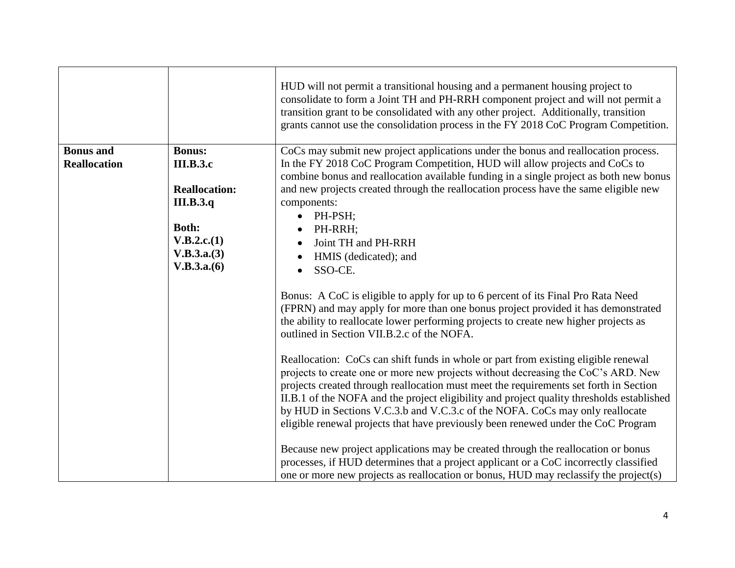| | | |
|---|---|---|
| | | HUD will not permit a transitional housing and a permanent housing project to consolidate to form a Joint TH and PH-RRH component project and will not permit a transition grant to be consolidated with any other project. Additionally, transition grants cannot use the consolidation process in the FY 2018 CoC Program Competition. |
| **Bonus and Reallocation** | **Bonus:** **III.B.3.c**<br><br>**Reallocation:** **III.B.3.q**<br><br>**Both:** **V.B.2.c.(1)** **V.B.3.a.(3)** **V.B.3.a.(6)** | CoCs may submit new project applications under the bonus and reallocation process. In the FY 2018 CoC Program Competition, HUD will allow projects and CoCs to combine bonus and reallocation available funding in a single project as both new bonus and new projects created through the reallocation process have the same eligible new components:<br>• PH-PSH;<br>• PH-RRH;<br>• Joint TH and PH-RRH<br>• HMIS (dedicated); and<br>• SSO-CE.<br><br>Bonus: A CoC is eligible to apply for up to 6 percent of its Final Pro Rata Need (FPRN) and may apply for more than one bonus project provided it has demonstrated the ability to reallocate lower performing projects to create new higher projects as outlined in Section VII.B.2.c of the NOFA.<br><br>Reallocation: CoCs can shift funds in whole or part from existing eligible renewal projects to create one or more new projects without decreasing the CoC's ARD. New projects created through reallocation must meet the requirements set forth in Section II.B.1 of the NOFA and the project eligibility and project quality thresholds established by HUD in Sections V.C.3.b and V.C.3.c of the NOFA. CoCs may only reallocate eligible renewal projects that have previously been renewed under the CoC Program<br><br>Because new project applications may be created through the reallocation or bonus processes, if HUD determines that a project applicant or a CoC incorrectly classified one or more new projects as reallocation or bonus, HUD may reclassify the project(s) |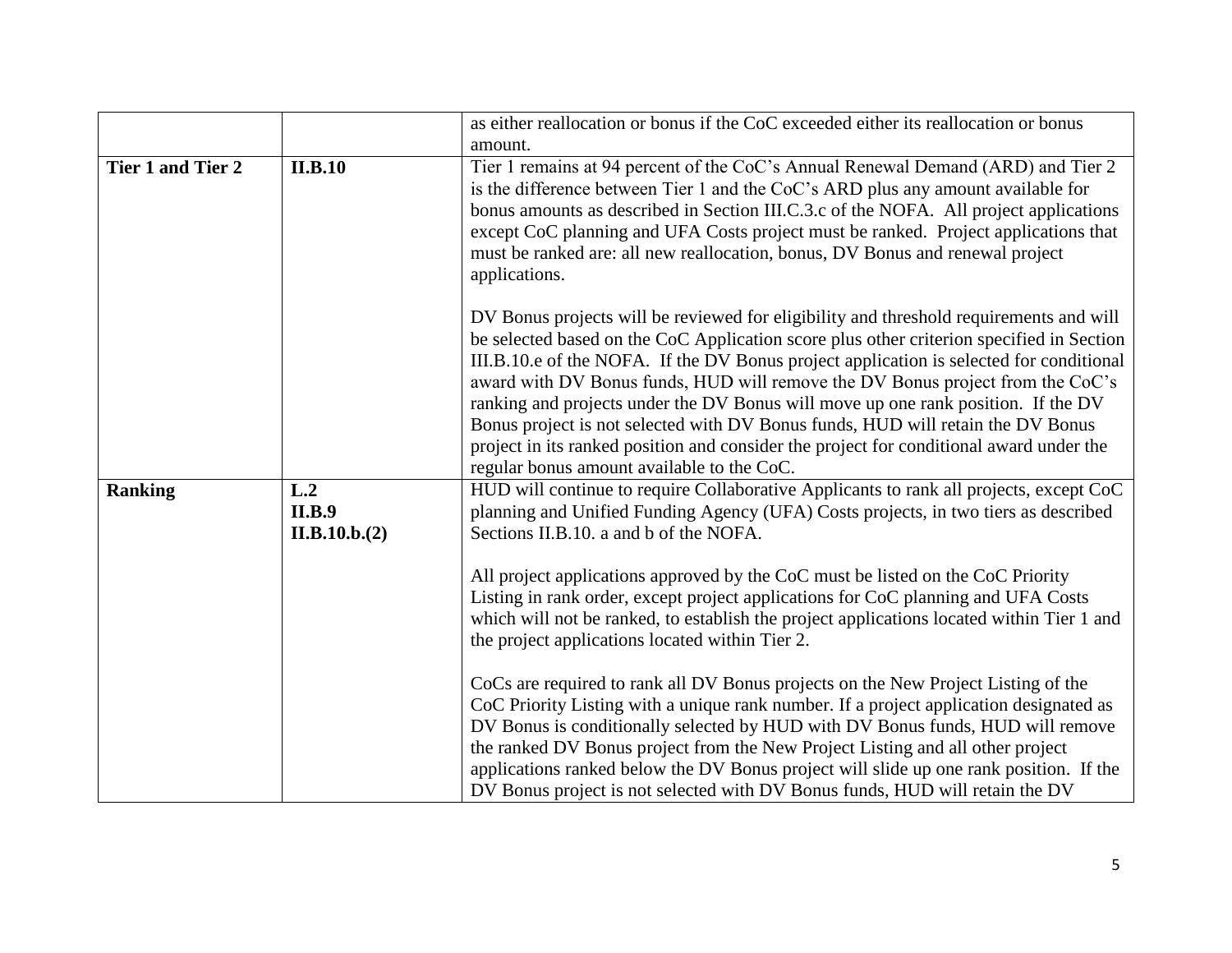| | | |
|---|---|---|
| | | as either reallocation or bonus if the CoC exceeded either its reallocation or bonus amount. |
| **Tier 1 and Tier 2** | **II.B.10** | Tier 1 remains at 94 percent of the CoC's Annual Renewal Demand (ARD) and Tier 2 is the difference between Tier 1 and the CoC's ARD plus any amount available for bonus amounts as described in Section III.C.3.c of the NOFA. All project applications except CoC planning and UFA Costs project must be ranked. Project applications that must be ranked are: all new reallocation, bonus, DV Bonus and renewal project applications.<br><br>DV Bonus projects will be reviewed for eligibility and threshold requirements and will be selected based on the CoC Application score plus other criterion specified in Section III.B.10.e of the NOFA. If the DV Bonus project application is selected for conditional award with DV Bonus funds, HUD will remove the DV Bonus project from the CoC's ranking and projects under the DV Bonus will move up one rank position. If the DV Bonus project is not selected with DV Bonus funds, HUD will retain the DV Bonus project in its ranked position and consider the project for conditional award under the regular bonus amount available to the CoC. |
| **Ranking** | **L.2**<br>**II.B.9**<br>**II.B.10.b.(2)** | HUD will continue to require Collaborative Applicants to rank all projects, except CoC planning and Unified Funding Agency (UFA) Costs projects, in two tiers as described Sections II.B.10. a and b of the NOFA.<br><br>All project applications approved by the CoC must be listed on the CoC Priority Listing in rank order, except project applications for CoC planning and UFA Costs which will not be ranked, to establish the project applications located within Tier 1 and the project applications located within Tier 2.<br><br>CoCs are required to rank all DV Bonus projects on the New Project Listing of the CoC Priority Listing with a unique rank number. If a project application designated as DV Bonus is conditionally selected by HUD with DV Bonus funds, HUD will remove the ranked DV Bonus project from the New Project Listing and all other project applications ranked below the DV Bonus project will slide up one rank position. If the DV Bonus project is not selected with DV Bonus funds, HUD will retain the DV |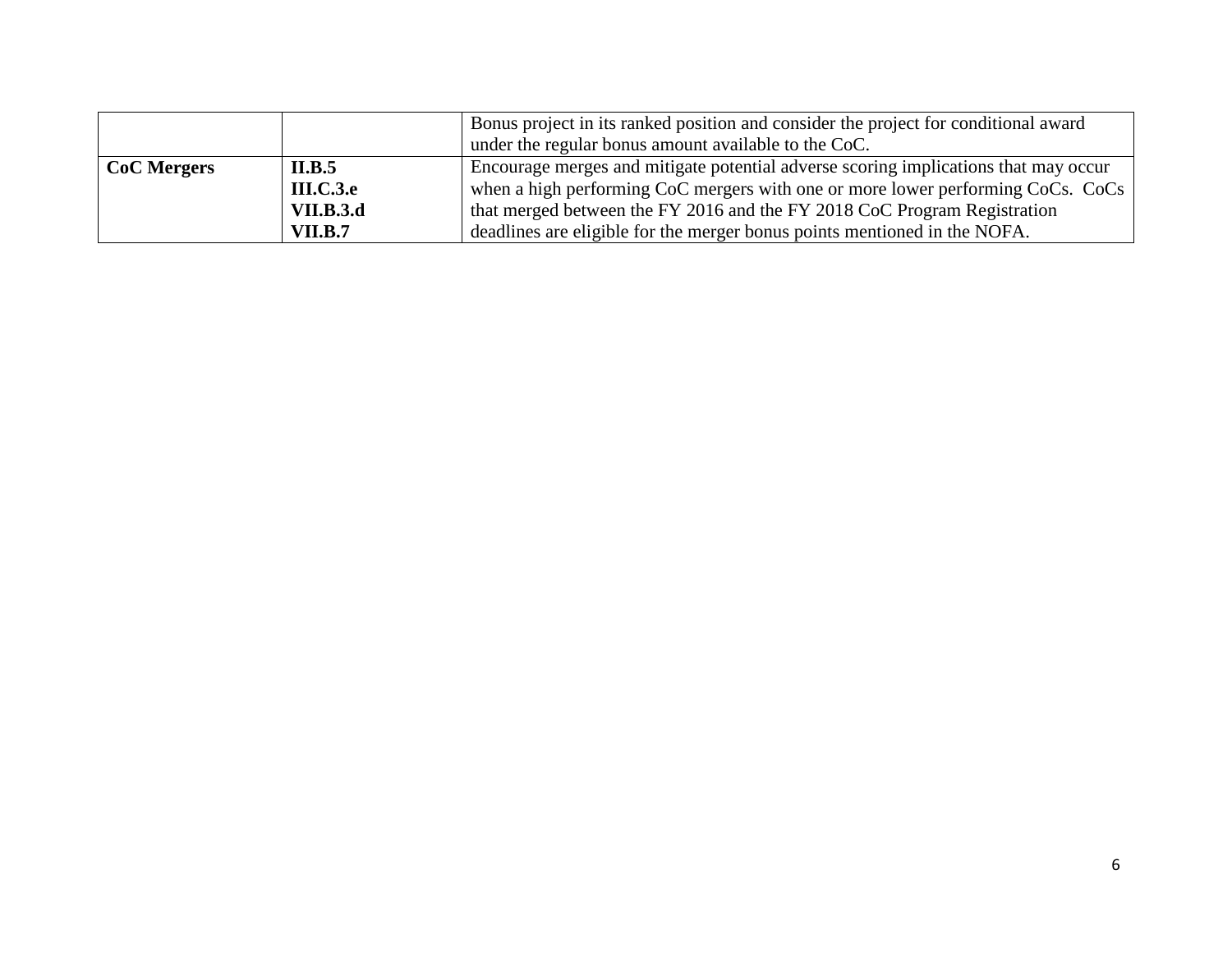| | | |
|---|---|---|
| | | Bonus project in its ranked position and consider the project for conditional award under the regular bonus amount available to the CoC. |
| **CoC Mergers** | **II.B.5**<br>**III.C.3.e**<br>**VII.B.3.d**<br>**VII.B.7** | Encourage merges and mitigate potential adverse scoring implications that may occur when a high performing CoC mergers with one or more lower performing CoCs. CoCs that merged between the FY 2016 and the FY 2018 CoC Program Registration deadlines are eligible for the merger bonus points mentioned in the NOFA. |